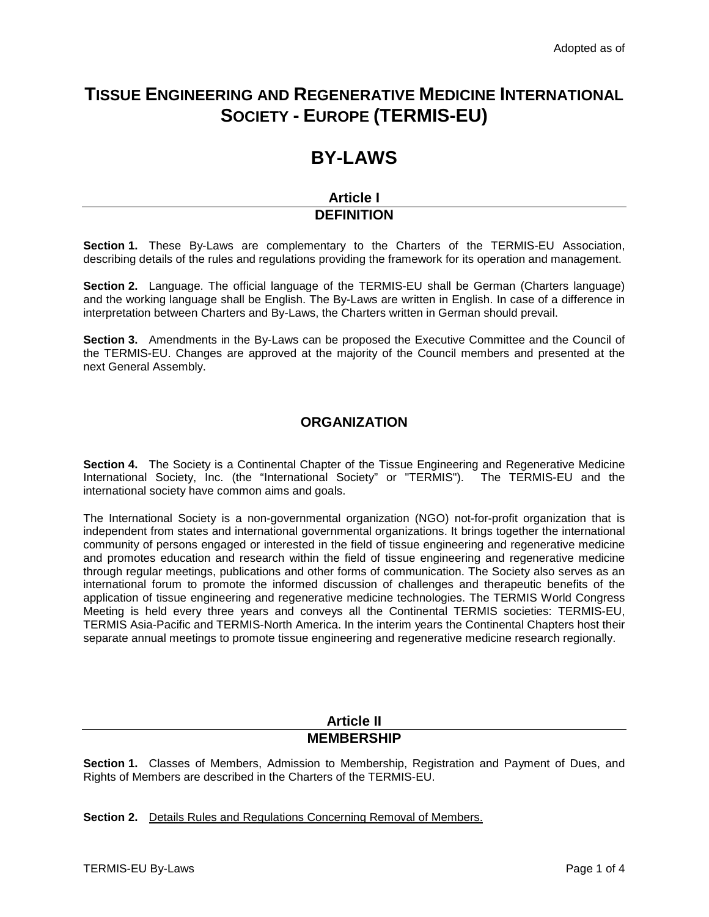Adopted as of

# TISSUE ENGINEERING AND REGENERATIVE MEDICINE INTERNATIONAL SOCIETY - EUROPE (TERMIS-EU)

# BY-LAWS

## Article I
## DEFINITION

**Section 1.** These By-Laws are complementary to the Charters of the TERMIS-EU Association, describing details of the rules and regulations providing the framework for its operation and management.

**Section 2.** Language. The official language of the TERMIS-EU shall be German (Charters language) and the working language shall be English. The By-Laws are written in English. In case of a difference in interpretation between Charters and By-Laws, the Charters written in German should prevail.

**Section 3.** Amendments in the By-Laws can be proposed the Executive Committee and the Council of the TERMIS-EU. Changes are approved at the majority of the Council members and presented at the next General Assembly.

## ORGANIZATION

**Section 4.** The Society is a Continental Chapter of the Tissue Engineering and Regenerative Medicine International Society, Inc. (the "International Society" or "TERMIS"). The TERMIS-EU and the international society have common aims and goals.

The International Society is a non-governmental organization (NGO) not-for-profit organization that is independent from states and international governmental organizations. It brings together the international community of persons engaged or interested in the field of tissue engineering and regenerative medicine and promotes education and research within the field of tissue engineering and regenerative medicine through regular meetings, publications and other forms of communication. The Society also serves as an international forum to promote the informed discussion of challenges and therapeutic benefits of the application of tissue engineering and regenerative medicine technologies. The TERMIS World Congress Meeting is held every three years and conveys all the Continental TERMIS societies: TERMIS-EU, TERMIS Asia-Pacific and TERMIS-North America. In the interim years the Continental Chapters host their separate annual meetings to promote tissue engineering and regenerative medicine research regionally.

## Article II
## MEMBERSHIP

**Section 1.** Classes of Members, Admission to Membership, Registration and Payment of Dues, and Rights of Members are described in the Charters of the TERMIS-EU.

**Section 2.** <u>Details Rules and Regulations Concerning Removal of Members.</u>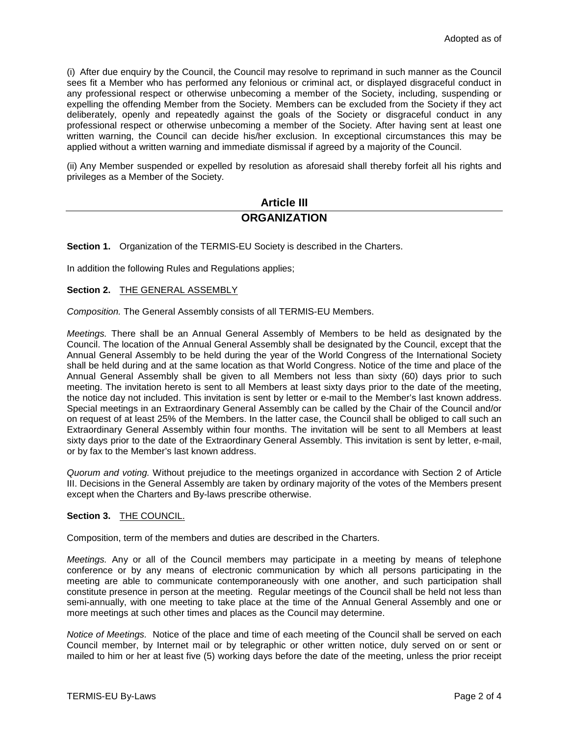(i) After due enquiry by the Council, the Council may resolve to reprimand in such manner as the Council sees fit a Member who has performed any felonious or criminal act, or displayed disgraceful conduct in any professional respect or otherwise unbecoming a member of the Society, including, suspending or expelling the offending Member from the Society. Members can be excluded from the Society if they act deliberately, openly and repeatedly against the goals of the Society or disgraceful conduct in any professional respect or otherwise unbecoming a member of the Society. After having sent at least one written warning, the Council can decide his/her exclusion. In exceptional circumstances this may be applied without a written warning and immediate dismissal if agreed by a majority of the Council.

(ii) Any Member suspended or expelled by resolution as aforesaid shall thereby forfeit all his rights and privileges as a Member of the Society.

## Article III
## ORGANIZATION

**Section 1.** Organization of the TERMIS-EU Society is described in the Charters.

In addition the following Rules and Regulations applies;

**Section 2.** THE GENERAL ASSEMBLY

*Composition.* The General Assembly consists of all TERMIS-EU Members.

*Meetings.* There shall be an Annual General Assembly of Members to be held as designated by the Council. The location of the Annual General Assembly shall be designated by the Council, except that the Annual General Assembly to be held during the year of the World Congress of the International Society shall be held during and at the same location as that World Congress. Notice of the time and place of the Annual General Assembly shall be given to all Members not less than sixty (60) days prior to such meeting. The invitation hereto is sent to all Members at least sixty days prior to the date of the meeting, the notice day not included. This invitation is sent by letter or e-mail to the Member's last known address. Special meetings in an Extraordinary General Assembly can be called by the Chair of the Council and/or on request of at least 25% of the Members. In the latter case, the Council shall be obliged to call such an Extraordinary General Assembly within four months. The invitation will be sent to all Members at least sixty days prior to the date of the Extraordinary General Assembly. This invitation is sent by letter, e-mail, or by fax to the Member's last known address.

*Quorum and voting.* Without prejudice to the meetings organized in accordance with Section 2 of Article III. Decisions in the General Assembly are taken by ordinary majority of the votes of the Members present except when the Charters and By-laws prescribe otherwise.

**Section 3.** THE COUNCIL.

Composition, term of the members and duties are described in the Charters.

*Meetings.* Any or all of the Council members may participate in a meeting by means of telephone conference or by any means of electronic communication by which all persons participating in the meeting are able to communicate contemporaneously with one another, and such participation shall constitute presence in person at the meeting. Regular meetings of the Council shall be held not less than semi-annually, with one meeting to take place at the time of the Annual General Assembly and one or more meetings at such other times and places as the Council may determine.

*Notice of Meetings.* Notice of the place and time of each meeting of the Council shall be served on each Council member, by Internet mail or by telegraphic or other written notice, duly served on or sent or mailed to him or her at least five (5) working days before the date of the meeting, unless the prior receipt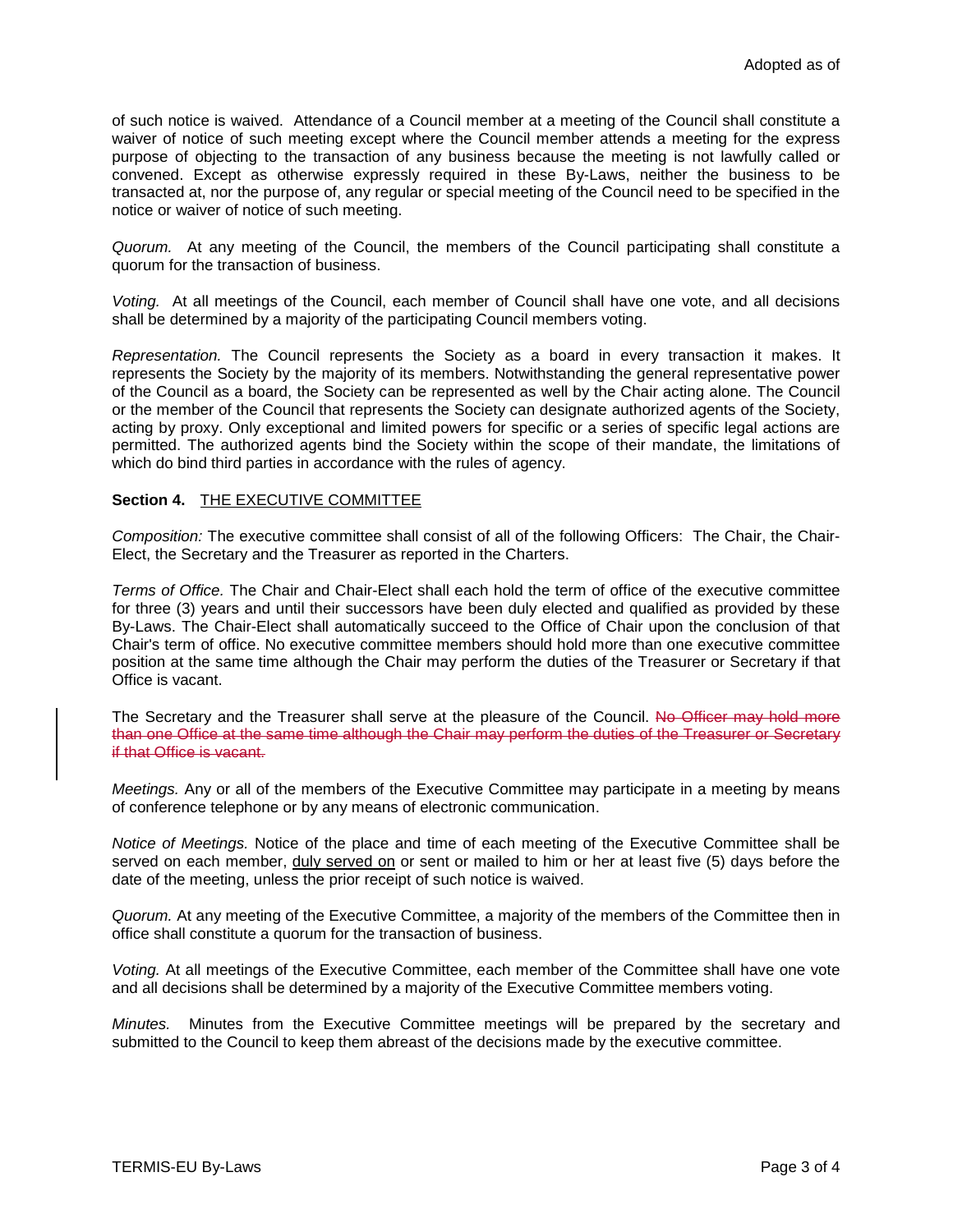of such notice is waived. Attendance of a Council member at a meeting of the Council shall constitute a waiver of notice of such meeting except where the Council member attends a meeting for the express purpose of objecting to the transaction of any business because the meeting is not lawfully called or convened. Except as otherwise expressly required in these By-Laws, neither the business to be transacted at, nor the purpose of, any regular or special meeting of the Council need to be specified in the notice or waiver of notice of such meeting.

*Quorum.* At any meeting of the Council, the members of the Council participating shall constitute a quorum for the transaction of business.

*Voting.* At all meetings of the Council, each member of Council shall have one vote, and all decisions shall be determined by a majority of the participating Council members voting.

*Representation.* The Council represents the Society as a board in every transaction it makes. It represents the Society by the majority of its members. Notwithstanding the general representative power of the Council as a board, the Society can be represented as well by the Chair acting alone. The Council or the member of the Council that represents the Society can designate authorized agents of the Society, acting by proxy. Only exceptional and limited powers for specific or a series of specific legal actions are permitted. The authorized agents bind the Society within the scope of their mandate, the limitations of which do bind third parties in accordance with the rules of agency.

**Section 4.** THE EXECUTIVE COMMITTEE

*Composition:* The executive committee shall consist of all of the following Officers: The Chair, the Chair-Elect, the Secretary and the Treasurer as reported in the Charters.

*Terms of Office.* The Chair and Chair-Elect shall each hold the term of office of the executive committee for three (3) years and until their successors have been duly elected and qualified as provided by these By-Laws. The Chair-Elect shall automatically succeed to the Office of Chair upon the conclusion of that Chair's term of office. No executive committee members should hold more than one executive committee position at the same time although the Chair may perform the duties of the Treasurer or Secretary if that Office is vacant.

The Secretary and the Treasurer shall serve at the pleasure of the Council. ~~No Officer may hold more than one Office at the same time although the Chair may perform the duties of the Treasurer or Secretary if that Office is vacant.~~

*Meetings.* Any or all of the members of the Executive Committee may participate in a meeting by means of conference telephone or by any means of electronic communication.

*Notice of Meetings.* Notice of the place and time of each meeting of the Executive Committee shall be served on each member, duly served on or sent or mailed to him or her at least five (5) days before the date of the meeting, unless the prior receipt of such notice is waived.

*Quorum.* At any meeting of the Executive Committee, a majority of the members of the Committee then in office shall constitute a quorum for the transaction of business.

*Voting.* At all meetings of the Executive Committee, each member of the Committee shall have one vote and all decisions shall be determined by a majority of the Executive Committee members voting.

*Minutes.* Minutes from the Executive Committee meetings will be prepared by the secretary and submitted to the Council to keep them abreast of the decisions made by the executive committee.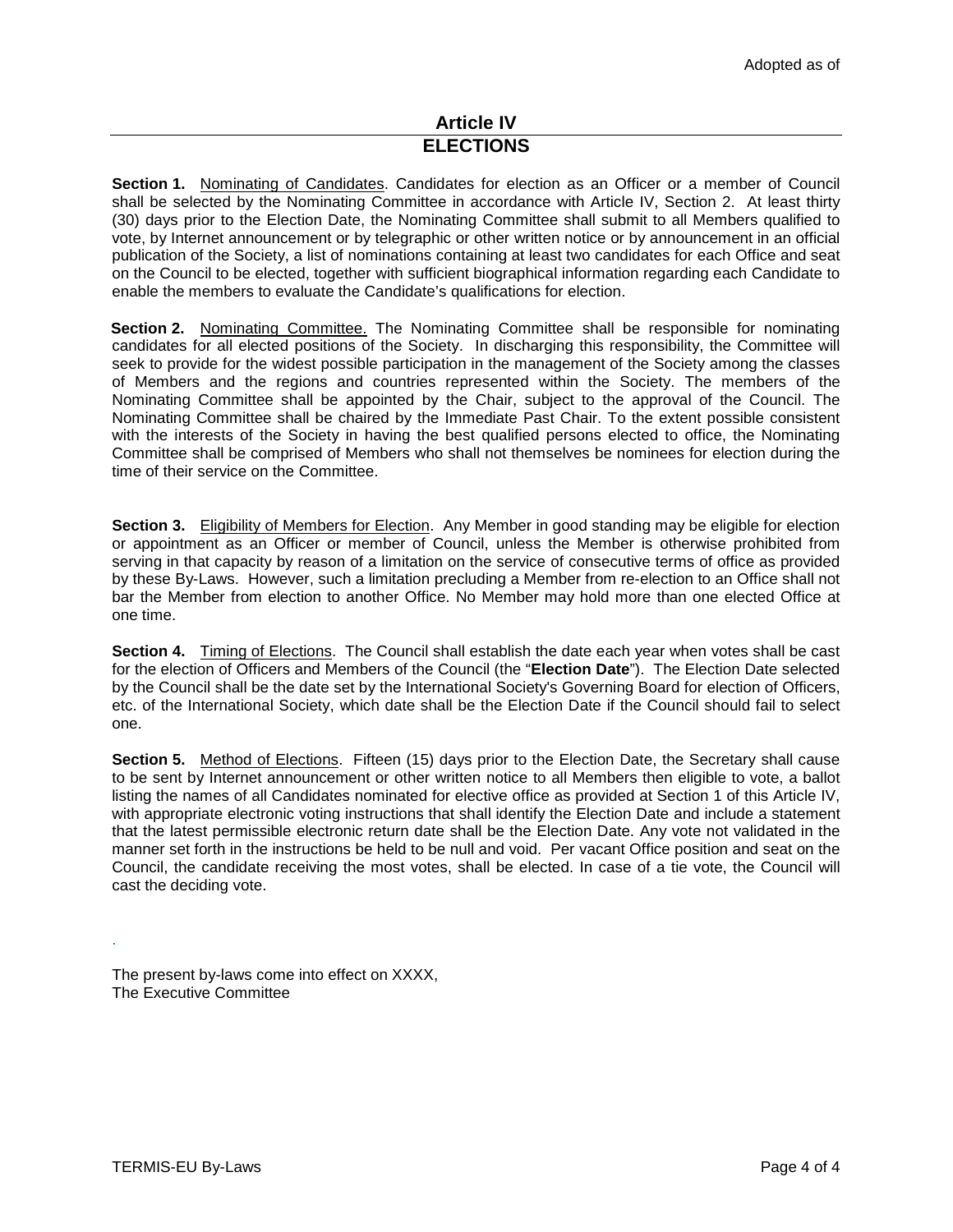## Article IV
## ELECTIONS

**Section 1.** Nominating of Candidates. Candidates for election as an Officer or a member of Council shall be selected by the Nominating Committee in accordance with Article IV, Section 2. At least thirty (30) days prior to the Election Date, the Nominating Committee shall submit to all Members qualified to vote, by Internet announcement or by telegraphic or other written notice or by announcement in an official publication of the Society, a list of nominations containing at least two candidates for each Office and seat on the Council to be elected, together with sufficient biographical information regarding each Candidate to enable the members to evaluate the Candidate's qualifications for election.

**Section 2.** Nominating Committee. The Nominating Committee shall be responsible for nominating candidates for all elected positions of the Society. In discharging this responsibility, the Committee will seek to provide for the widest possible participation in the management of the Society among the classes of Members and the regions and countries represented within the Society. The members of the Nominating Committee shall be appointed by the Chair, subject to the approval of the Council. The Nominating Committee shall be chaired by the Immediate Past Chair. To the extent possible consistent with the interests of the Society in having the best qualified persons elected to office, the Nominating Committee shall be comprised of Members who shall not themselves be nominees for election during the time of their service on the Committee.

**Section 3.** Eligibility of Members for Election. Any Member in good standing may be eligible for election or appointment as an Officer or member of Council, unless the Member is otherwise prohibited from serving in that capacity by reason of a limitation on the service of consecutive terms of office as provided by these By-Laws. However, such a limitation precluding a Member from re-election to an Office shall not bar the Member from election to another Office. No Member may hold more than one elected Office at one time.

**Section 4.** Timing of Elections. The Council shall establish the date each year when votes shall be cast for the election of Officers and Members of the Council (the "**Election Date**"). The Election Date selected by the Council shall be the date set by the International Society's Governing Board for election of Officers, etc. of the International Society, which date shall be the Election Date if the Council should fail to select one.

**Section 5.** Method of Elections. Fifteen (15) days prior to the Election Date, the Secretary shall cause to be sent by Internet announcement or other written notice to all Members then eligible to vote, a ballot listing the names of all Candidates nominated for elective office as provided at Section 1 of this Article IV, with appropriate electronic voting instructions that shall identify the Election Date and include a statement that the latest permissible electronic return date shall be the Election Date. Any vote not validated in the manner set forth in the instructions be held to be null and void. Per vacant Office position and seat on the Council, the candidate receiving the most votes, shall be elected. In case of a tie vote, the Council will cast the deciding vote.

.

The present by-laws come into effect on XXXX,
The Executive Committee